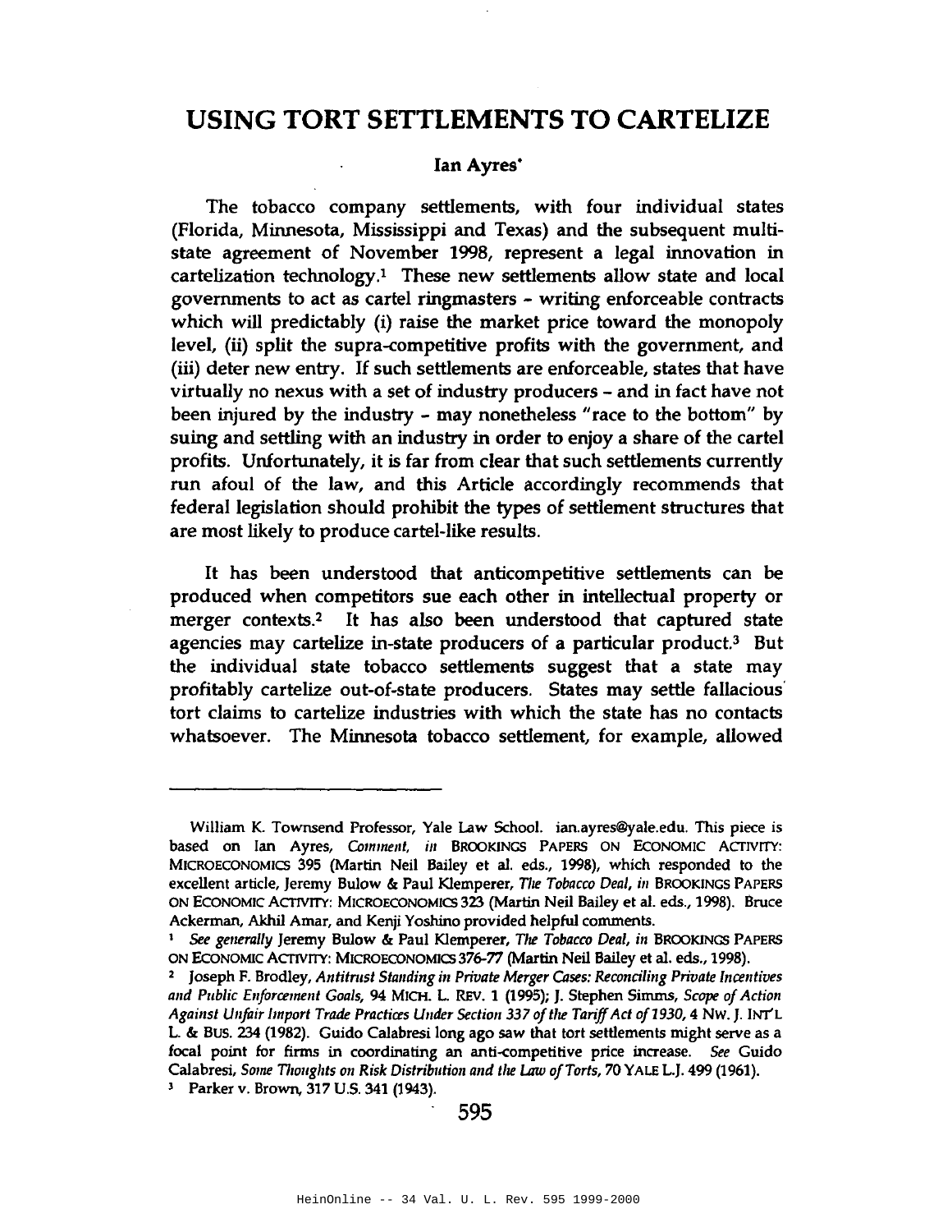# USING TORT SETTLEMENTS TO CARTELIZE

**Ian Ayres***

The tobacco company settlements, with four individual states (Florida, Minnesota, Mississippi and Texas) and the subsequent multi-state agreement of November 1998, represent a legal innovation in cartelization technology.[1] These new settlements allow state and local governments to act as cartel ringmasters - writing enforceable contracts which will predictably (i) raise the market price toward the monopoly level, (ii) split the supra-competitive profits with the government, and (iii) deter new entry. If such settlements are enforceable, states that have virtually no nexus with a set of industry producers - and in fact have not been injured by the industry - may nonetheless "race to the bottom" by suing and settling with an industry in order to enjoy a share of the cartel profits. Unfortunately, it is far from clear that such settlements currently run afoul of the law, and this Article accordingly recommends that federal legislation should prohibit the types of settlement structures that are most likely to produce cartel-like results.

It has been understood that anticompetitive settlements can be produced when competitors sue each other in intellectual property or merger contexts.[2] It has also been understood that captured state agencies may cartelize in-state producers of a particular product.[3] But the individual state tobacco settlements suggest that a state may profitably cartelize out-of-state producers. States may settle fallacious tort claims to cartelize industries with which the state has no contacts whatsoever. The Minnesota tobacco settlement, for example, allowed

---

\* William K. Townsend Professor, Yale Law School. ian.ayres@yale.edu. This piece is based on Ian Ayres, *Comment*, *in* BROOKINGS PAPERS ON ECONOMIC ACTIVITY: MICROECONOMICS 395 (Martin Neil Bailey et al. eds., 1998), which responded to the excellent article, Jeremy Bulow & Paul Klemperer, *The Tobacco Deal*, *in* BROOKINGS PAPERS ON ECONOMIC ACTIVITY: MICROECONOMICS 323 (Martin Neil Bailey et al. eds., 1998). Bruce Ackerman, Akhil Amar, and Kenji Yoshino provided helpful comments.

[1] *See generally* Jeremy Bulow & Paul Klemperer, *The Tobacco Deal*, *in* BROOKINGS PAPERS ON ECONOMIC ACTIVITY: MICROECONOMICS 376-77 (Martin Neil Bailey et al. eds., 1998).

[2] Joseph F. Brodley, *Antitrust Standing in Private Merger Cases: Reconciling Private Incentives and Public Enforcement Goals*, 94 MICH. L. REV. 1 (1995); J. Stephen Simms, *Scope of Action Against Unfair Import Trade Practices Under Section 337 of the Tariff Act of 1930*, 4 NW. J. INT'L L. & BUS. 234 (1982). Guido Calabresi long ago saw that tort settlements might serve as a focal point for firms in coordinating an anti-competitive price increase. *See* Guido Calabresi, *Some Thoughts on Risk Distribution and the Law of Torts*, 70 YALE L.J. 499 (1961).

[3] Parker v. Brown, 317 U.S. 341 (1943).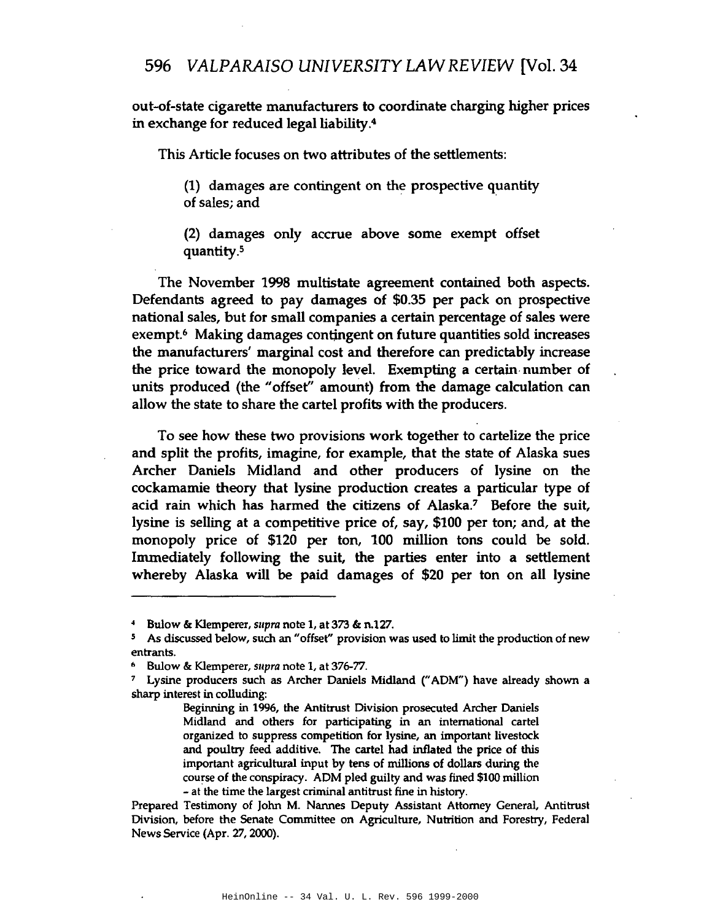out-of-state cigarette manufacturers to coordinate charging higher prices in exchange for reduced legal liability.[4]

This Article focuses on two attributes of the settlements:

> (1) damages are contingent on the prospective quantity of sales; and
>
> (2) damages only accrue above some exempt offset quantity.[5]

The November 1998 multistate agreement contained both aspects. Defendants agreed to pay damages of $0.35 per pack on prospective national sales, but for small companies a certain percentage of sales were exempt.[6] Making damages contingent on future quantities sold increases the manufacturers' marginal cost and therefore can predictably increase the price toward the monopoly level. Exempting a certain number of units produced (the "offset" amount) from the damage calculation can allow the state to share the cartel profits with the producers.

To see how these two provisions work together to cartelize the price and split the profits, imagine, for example, that the state of Alaska sues Archer Daniels Midland and other producers of lysine on the cockamamie theory that lysine production creates a particular type of acid rain which has harmed the citizens of Alaska.[7] Before the suit, lysine is selling at a competitive price of, say, $100 per ton; and, at the monopoly price of $120 per ton, 100 million tons could be sold. Immediately following the suit, the parties enter into a settlement whereby Alaska will be paid damages of $20 per ton on all lysine

---

[4] Bulow & Klemperer, *supra* note 1, at 373 & n.127.

[5] As discussed below, such an "offset" provision was used to limit the production of new entrants.

[6] Bulow & Klemperer, *supra* note 1, at 376-77.

[7] Lysine producers such as Archer Daniels Midland ("ADM") have already shown a sharp interest in colluding:

> Beginning in 1996, the Antitrust Division prosecuted Archer Daniels Midland and others for participating in an international cartel organized to suppress competition for lysine, an important livestock and poultry feed additive. The cartel had inflated the price of this important agricultural input by tens of millions of dollars during the course of the conspiracy. ADM pled guilty and was fined $100 million - at the time the largest criminal antitrust fine in history.

Prepared Testimony of John M. Nannes Deputy Assistant Attorney General, Antitrust Division, before the Senate Committee on Agriculture, Nutrition and Forestry, Federal News Service (Apr. 27, 2000).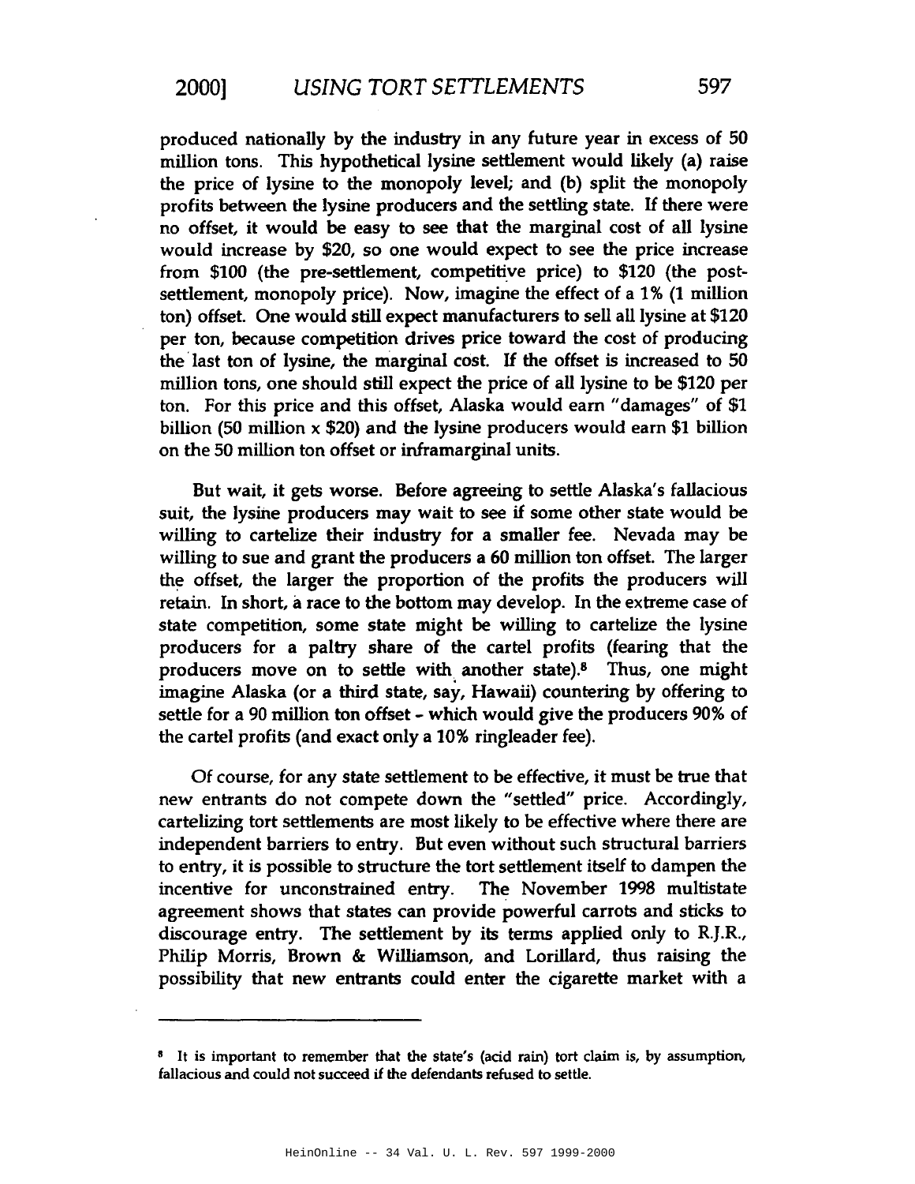produced nationally by the industry in any future year in excess of 50 million tons. This hypothetical lysine settlement would likely (a) raise the price of lysine to the monopoly level; and (b) split the monopoly profits between the lysine producers and the settling state. If there were no offset, it would be easy to see that the marginal cost of all lysine would increase by $20, so one would expect to see the price increase from $100 (the pre-settlement, competitive price) to $120 (the post-settlement, monopoly price). Now, imagine the effect of a 1% (1 million ton) offset. One would still expect manufacturers to sell all lysine at $120 per ton, because competition drives price toward the cost of producing the last ton of lysine, the marginal cost. If the offset is increased to 50 million tons, one should still expect the price of all lysine to be $120 per ton. For this price and this offset, Alaska would earn "damages" of $1 billion (50 million x $20) and the lysine producers would earn $1 billion on the 50 million ton offset or inframarginal units.

But wait, it gets worse. Before agreeing to settle Alaska's fallacious suit, the lysine producers may wait to see if some other state would be willing to cartelize their industry for a smaller fee. Nevada may be willing to sue and grant the producers a 60 million ton offset. The larger the offset, the larger the proportion of the profits the producers will retain. In short, a race to the bottom may develop. In the extreme case of state competition, some state might be willing to cartelize the lysine producers for a paltry share of the cartel profits (fearing that the producers move on to settle with another state).[8] Thus, one might imagine Alaska (or a third state, say, Hawaii) countering by offering to settle for a 90 million ton offset - which would give the producers 90% of the cartel profits (and exact only a 10% ringleader fee).

Of course, for any state settlement to be effective, it must be true that new entrants do not compete down the "settled" price. Accordingly, cartelizing tort settlements are most likely to be effective where there are independent barriers to entry. But even without such structural barriers to entry, it is possible to structure the tort settlement itself to dampen the incentive for unconstrained entry. The November 1998 multistate agreement shows that states can provide powerful carrots and sticks to discourage entry. The settlement by its terms applied only to R.J.R., Philip Morris, Brown & Williamson, and Lorillard, thus raising the possibility that new entrants could enter the cigarette market with a

---

[8] It is important to remember that the state's (acid rain) tort claim is, by assumption, fallacious and could not succeed if the defendants refused to settle.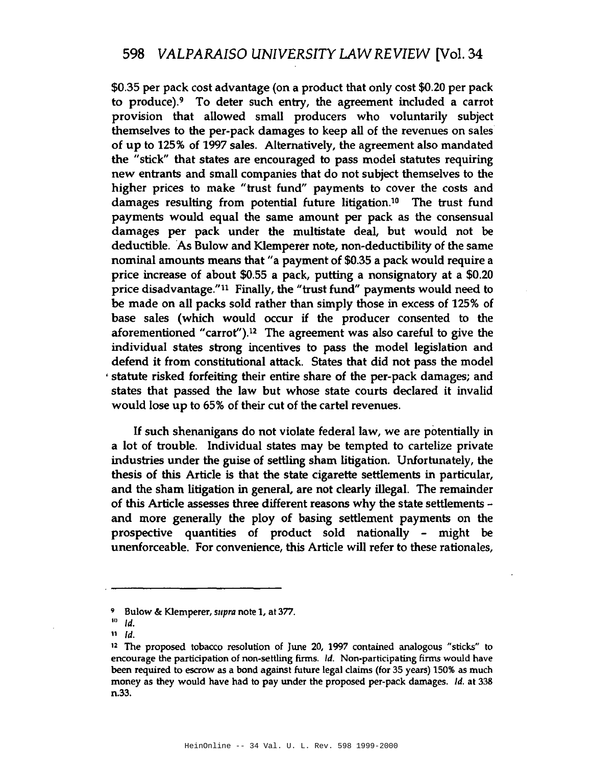$0.35 per pack cost advantage (on a product that only cost $0.20 per pack to produce).[9] To deter such entry, the agreement included a carrot provision that allowed small producers who voluntarily subject themselves to the per-pack damages to keep all of the revenues on sales of up to 125% of 1997 sales. Alternatively, the agreement also mandated the "stick" that states are encouraged to pass model statutes requiring new entrants and small companies that do not subject themselves to the higher prices to make "trust fund" payments to cover the costs and damages resulting from potential future litigation.[10] The trust fund payments would equal the same amount per pack as the consensual damages per pack under the multistate deal, but would not be deductible. As Bulow and Klemperer note, non-deductibility of the same nominal amounts means that "a payment of $0.35 a pack would require a price increase of about $0.55 a pack, putting a nonsignatory at a $0.20 price disadvantage."[11] Finally, the "trust fund" payments would need to be made on all packs sold rather than simply those in excess of 125% of base sales (which would occur if the producer consented to the aforementioned "carrot").[12] The agreement was also careful to give the individual states strong incentives to pass the model legislation and defend it from constitutional attack. States that did not pass the model statute risked forfeiting their entire share of the per-pack damages; and states that passed the law but whose state courts declared it invalid would lose up to 65% of their cut of the cartel revenues.

If such shenanigans do not violate federal law, we are potentially in a lot of trouble. Individual states may be tempted to cartelize private industries under the guise of settling sham litigation. Unfortunately, the thesis of this Article is that the state cigarette settlements in particular, and the sham litigation in general, are not clearly illegal. The remainder of this Article assesses three different reasons why the state settlements - and more generally the ploy of basing settlement payments on the prospective quantities of product sold nationally - might be unenforceable. For convenience, this Article will refer to these rationales,

---

[9] Bulow & Klemperer, *supra* note 1, at 377.

[10] *Id.*

[11] *Id.*

[12] The proposed tobacco resolution of June 20, 1997 contained analogous "sticks" to encourage the participation of non-settling firms. *Id.* Non-participating firms would have been required to escrow as a bond against future legal claims (for 35 years) 150% as much money as they would have had to pay under the proposed per-pack damages. *Id.* at 338 n.33.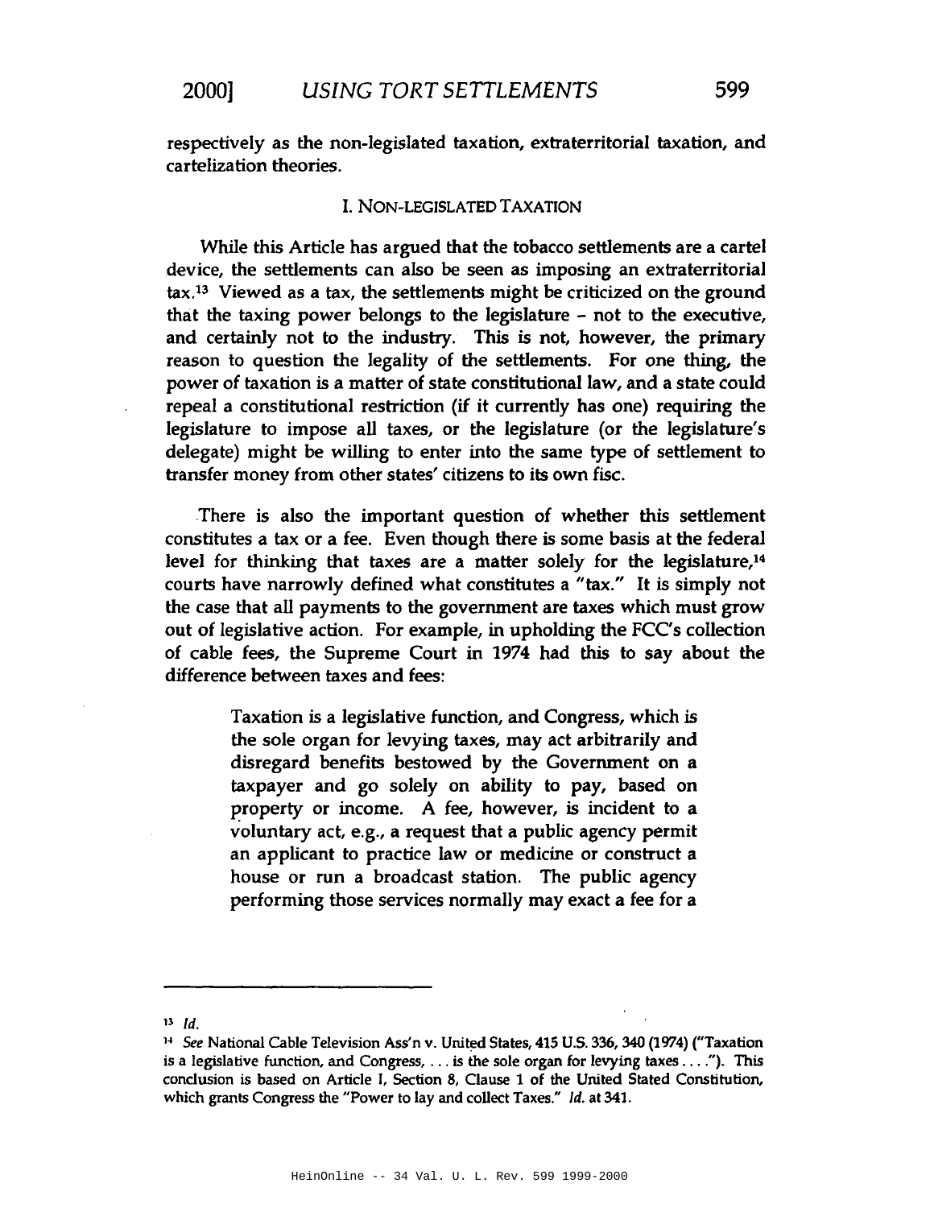respectively as the non-legislated taxation, extraterritorial taxation, and cartelization theories.

## I. NON-LEGISLATED TAXATION

While this Article has argued that the tobacco settlements are a cartel device, the settlements can also be seen as imposing an extraterritorial tax.[13] Viewed as a tax, the settlements might be criticized on the ground that the taxing power belongs to the legislature - not to the executive, and certainly not to the industry. This is not, however, the primary reason to question the legality of the settlements. For one thing, the power of taxation is a matter of state constitutional law, and a state could repeal a constitutional restriction (if it currently has one) requiring the legislature to impose all taxes, or the legislature (or the legislature's delegate) might be willing to enter into the same type of settlement to transfer money from other states' citizens to its own fisc.

There is also the important question of whether this settlement constitutes a tax or a fee. Even though there is some basis at the federal level for thinking that taxes are a matter solely for the legislature,[14] courts have narrowly defined what constitutes a "tax." It is simply not the case that all payments to the government are taxes which must grow out of legislative action. For example, in upholding the FCC's collection of cable fees, the Supreme Court in 1974 had this to say about the difference between taxes and fees:

> Taxation is a legislative function, and Congress, which is the sole organ for levying taxes, may act arbitrarily and disregard benefits bestowed by the Government on a taxpayer and go solely on ability to pay, based on property or income. A fee, however, is incident to a voluntary act, e.g., a request that a public agency permit an applicant to practice law or medicine or construct a house or run a broadcast station. The public agency performing those services normally may exact a fee for a

---

[13] *Id.*

[14] *See* National Cable Television Ass'n v. United States, 415 U.S. 336, 340 (1974) ("Taxation is a legislative function, and Congress, . . . is the sole organ for levying taxes . . . ."). This conclusion is based on Article I, Section 8, Clause 1 of the United Stated Constitution, which grants Congress the "Power to lay and collect Taxes." *Id.* at 341.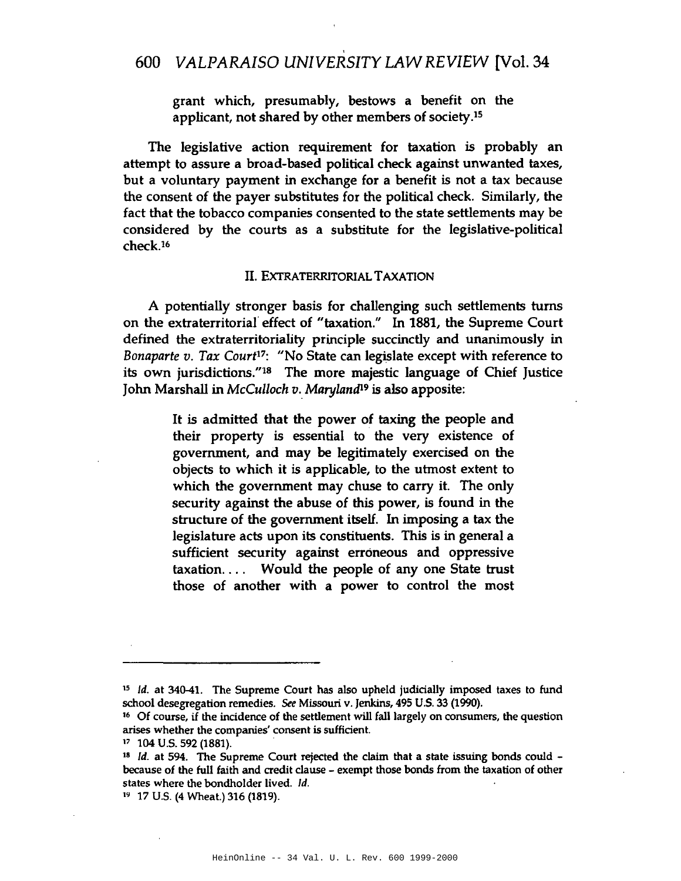> grant which, presumably, bestows a benefit on the applicant, not shared by other members of society.[15]

The legislative action requirement for taxation is probably an attempt to assure a broad-based political check against unwanted taxes, but a voluntary payment in exchange for a benefit is not a tax because the consent of the payer substitutes for the political check. Similarly, the fact that the tobacco companies consented to the state settlements may be considered by the courts as a substitute for the legislative-political check.[16]

## II. EXTRATERRITORIAL TAXATION

A potentially stronger basis for challenging such settlements turns on the extraterritorial effect of "taxation." In 1881, the Supreme Court defined the extraterritoriality principle succinctly and unanimously in *Bonaparte v. Tax Court*[17]: "No State can legislate except with reference to its own jurisdictions."[18] The more majestic language of Chief Justice John Marshall in *McCulloch v. Maryland*[19] is also apposite:

> It is admitted that the power of taxing the people and their property is essential to the very existence of government, and may be legitimately exercised on the objects to which it is applicable, to the utmost extent to which the government may chuse to carry it. The only security against the abuse of this power, is found in the structure of the government itself. In imposing a tax the legislature acts upon its constituents. This is in general a sufficient security against erroneous and oppressive taxation. . . . Would the people of any one State trust those of another with a power to control the most

---

[15] *Id.* at 340-41. The Supreme Court has also upheld judicially imposed taxes to fund school desegregation remedies. *See* Missouri v. Jenkins, 495 U.S. 33 (1990).

[16] Of course, if the incidence of the settlement will fall largely on consumers, the question arises whether the companies' consent is sufficient.

[17] 104 U.S. 592 (1881).

[18] *Id.* at 594. The Supreme Court rejected the claim that a state issuing bonds could – because of the full faith and credit clause – exempt those bonds from the taxation of other states where the bondholder lived. *Id.*

[19] 17 U.S. (4 Wheat.) 316 (1819).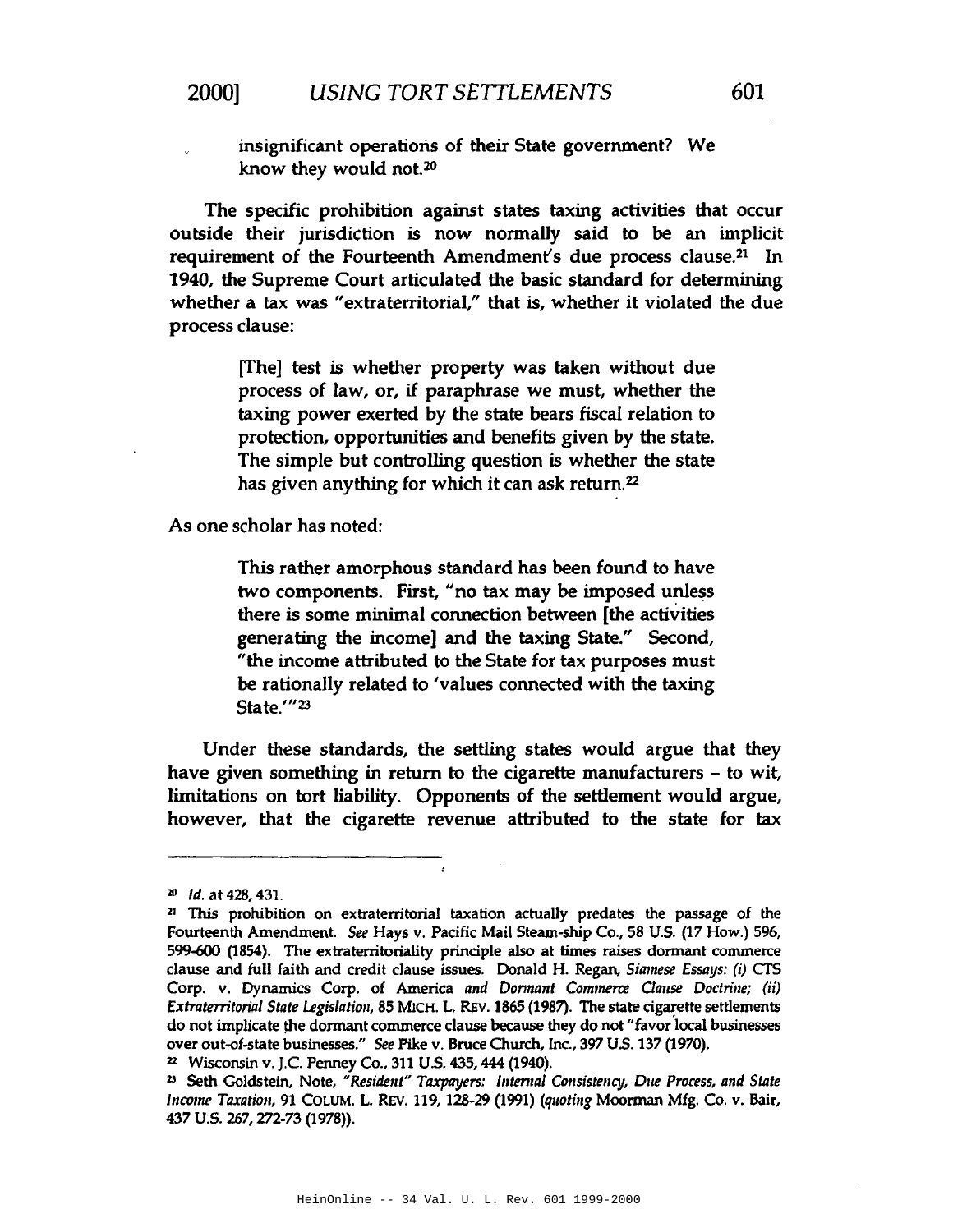> insignificant operations of their State government? We know they would not.[20]

The specific prohibition against states taxing activities that occur outside their jurisdiction is now normally said to be an implicit requirement of the Fourteenth Amendment's due process clause.[21] In 1940, the Supreme Court articulated the basic standard for determining whether a tax was "extraterritorial," that is, whether it violated the due process clause:

> [The] test is whether property was taken without due process of law, or, if paraphrase we must, whether the taxing power exerted by the state bears fiscal relation to protection, opportunities and benefits given by the state. The simple but controlling question is whether the state has given anything for which it can ask return.[22]

As one scholar has noted:

> This rather amorphous standard has been found to have two components. First, "no tax may be imposed unless there is some minimal connection between [the activities generating the income] and the taxing State." Second, "the income attributed to the State for tax purposes must be rationally related to 'values connected with the taxing State.'"[23]

Under these standards, the settling states would argue that they have given something in return to the cigarette manufacturers - to wit, limitations on tort liability. Opponents of the settlement would argue, however, that the cigarette revenue attributed to the state for tax

---

[20] *Id.* at 428, 431.

[21] This prohibition on extraterritorial taxation actually predates the passage of the Fourteenth Amendment. *See* Hays v. Pacific Mail Steam-ship Co., 58 U.S. (17 How.) 596, 599-600 (1854). The extraterritoriality principle also at times raises dormant commerce clause and full faith and credit clause issues. Donald H. Regan, *Siamese Essays: (i) CTS Corp. v. Dynamics Corp. of America and Dormant Commerce Clause Doctrine; (ii) Extraterritorial State Legislation*, 85 MICH. L. REV. 1865 (1987). The state cigarette settlements do not implicate the dormant commerce clause because they do not "favor local businesses over out-of-state businesses." *See* Pike v. Bruce Church, Inc., 397 U.S. 137 (1970).

[22] Wisconsin v. J.C. Penney Co., 311 U.S. 435, 444 (1940).

[23] Seth Goldstein, Note, *"Resident" Taxpayers: Internal Consistency, Due Process, and State Income Taxation*, 91 COLUM. L. REV. 119, 128-29 (1991) (*quoting* Moorman Mfg. Co. v. Bair, 437 U.S. 267, 272-73 (1978)).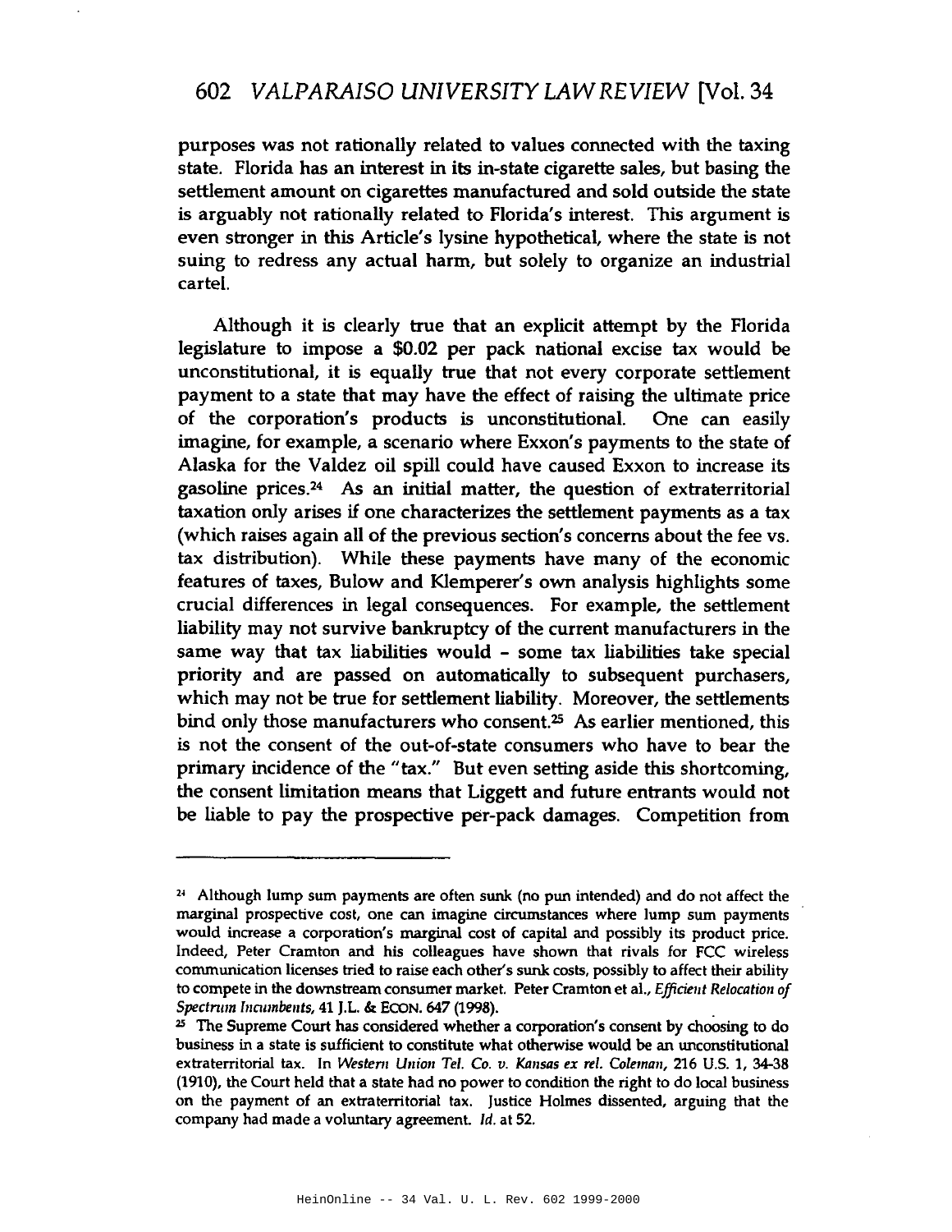purposes was not rationally related to values connected with the taxing state. Florida has an interest in its in-state cigarette sales, but basing the settlement amount on cigarettes manufactured and sold outside the state is arguably not rationally related to Florida's interest. This argument is even stronger in this Article's lysine hypothetical, where the state is not suing to redress any actual harm, but solely to organize an industrial cartel.

Although it is clearly true that an explicit attempt by the Florida legislature to impose a $0.02 per pack national excise tax would be unconstitutional, it is equally true that not every corporate settlement payment to a state that may have the effect of raising the ultimate price of the corporation's products is unconstitutional. One can easily imagine, for example, a scenario where Exxon's payments to the state of Alaska for the Valdez oil spill could have caused Exxon to increase its gasoline prices.[24] As an initial matter, the question of extraterritorial taxation only arises if one characterizes the settlement payments as a tax (which raises again all of the previous section's concerns about the fee vs. tax distribution). While these payments have many of the economic features of taxes, Bulow and Klemperer's own analysis highlights some crucial differences in legal consequences. For example, the settlement liability may not survive bankruptcy of the current manufacturers in the same way that tax liabilities would - some tax liabilities take special priority and are passed on automatically to subsequent purchasers, which may not be true for settlement liability. Moreover, the settlements bind only those manufacturers who consent.[25] As earlier mentioned, this is not the consent of the out-of-state consumers who have to bear the primary incidence of the "tax." But even setting aside this shortcoming, the consent limitation means that Liggett and future entrants would not be liable to pay the prospective per-pack damages. Competition from

---

[24] Although lump sum payments are often sunk (no pun intended) and do not affect the marginal prospective cost, one can imagine circumstances where lump sum payments would increase a corporation's marginal cost of capital and possibly its product price. Indeed, Peter Cramton and his colleagues have shown that rivals for FCC wireless communication licenses tried to raise each other's sunk costs, possibly to affect their ability to compete in the downstream consumer market. Peter Cramton et al., *Efficient Relocation of Spectrum Incumbents*, 41 J.L. & ECON. 647 (1998).

[25] The Supreme Court has considered whether a corporation's consent by choosing to do business in a state is sufficient to constitute what otherwise would be an unconstitutional extraterritorial tax. In *Western Union Tel. Co. v. Kansas ex rel. Coleman*, 216 U.S. 1, 34-38 (1910), the Court held that a state had no power to condition the right to do local business on the payment of an extraterritorial tax. Justice Holmes dissented, arguing that the company had made a voluntary agreement. *Id.* at 52.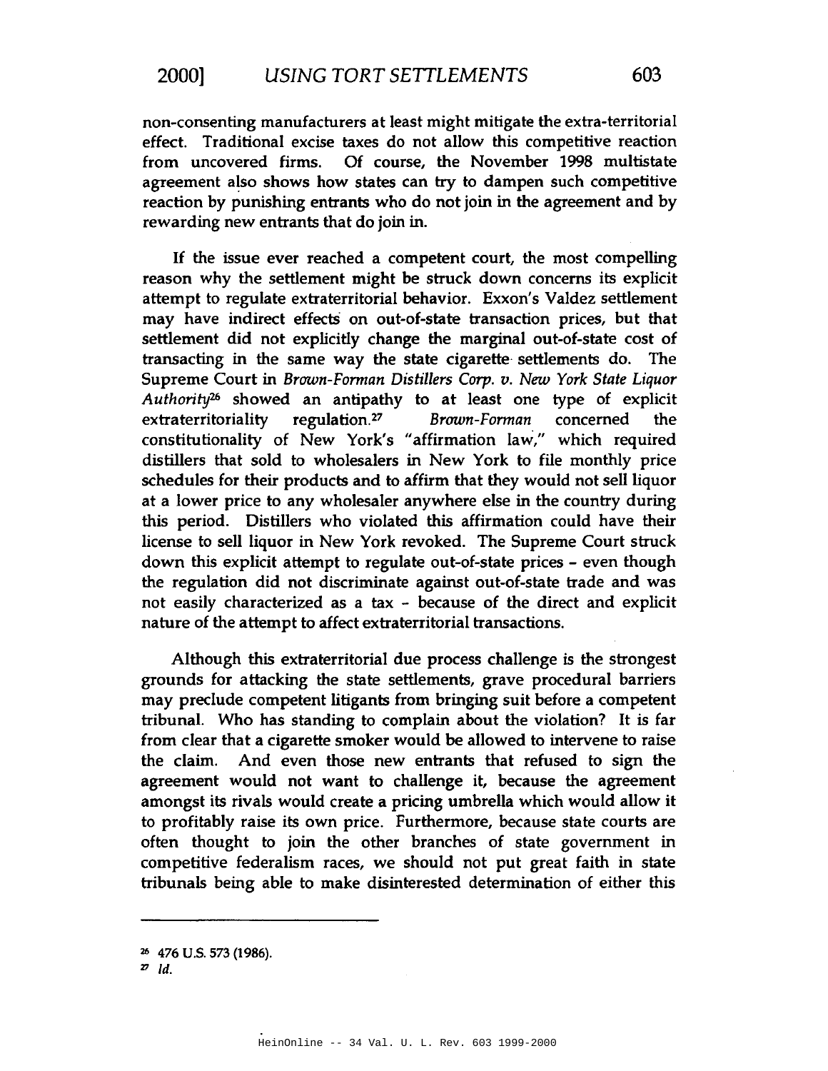non-consenting manufacturers at least might mitigate the extra-territorial effect. Traditional excise taxes do not allow this competitive reaction from uncovered firms. Of course, the November 1998 multistate agreement also shows how states can try to dampen such competitive reaction by punishing entrants who do not join in the agreement and by rewarding new entrants that do join in.

If the issue ever reached a competent court, the most compelling reason why the settlement might be struck down concerns its explicit attempt to regulate extraterritorial behavior. Exxon's Valdez settlement may have indirect effects on out-of-state transaction prices, but that settlement did not explicitly change the marginal out-of-state cost of transacting in the same way the state cigarette settlements do. The Supreme Court in *Brown-Forman Distillers Corp. v. New York State Liquor Authority*[26] showed an antipathy to at least one type of explicit extraterritoriality regulation.[27] *Brown-Forman* concerned the constitutionality of New York's "affirmation law," which required distillers that sold to wholesalers in New York to file monthly price schedules for their products and to affirm that they would not sell liquor at a lower price to any wholesaler anywhere else in the country during this period. Distillers who violated this affirmation could have their license to sell liquor in New York revoked. The Supreme Court struck down this explicit attempt to regulate out-of-state prices - even though the regulation did not discriminate against out-of-state trade and was not easily characterized as a tax - because of the direct and explicit nature of the attempt to affect extraterritorial transactions.

Although this extraterritorial due process challenge is the strongest grounds for attacking the state settlements, grave procedural barriers may preclude competent litigants from bringing suit before a competent tribunal. Who has standing to complain about the violation? It is far from clear that a cigarette smoker would be allowed to intervene to raise the claim. And even those new entrants that refused to sign the agreement would not want to challenge it, because the agreement amongst its rivals would create a pricing umbrella which would allow it to profitably raise its own price. Furthermore, because state courts are often thought to join the other branches of state government in competitive federalism races, we should not put great faith in state tribunals being able to make disinterested determination of either this

---

[26] 476 U.S. 573 (1986).

[27] *Id.*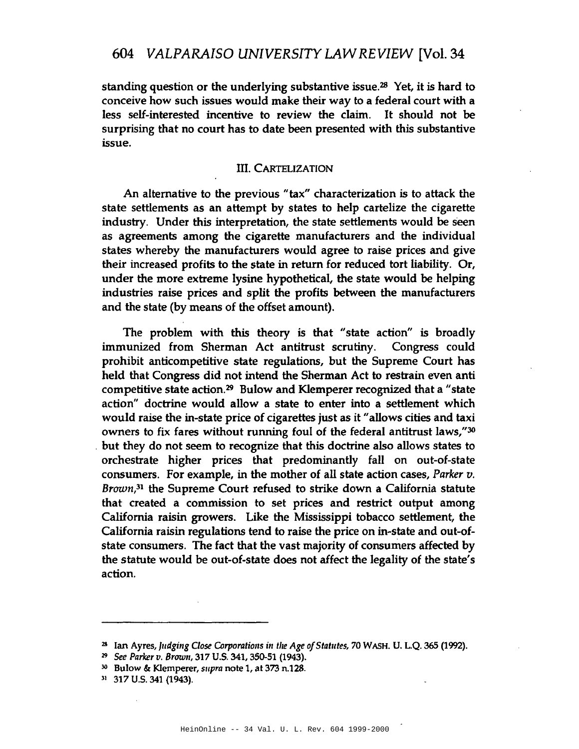standing question or the underlying substantive issue.[28] Yet, it is hard to conceive how such issues would make their way to a federal court with a less self-interested incentive to review the claim. It should not be surprising that no court has to date been presented with this substantive issue.

## III. CARTELIZATION

An alternative to the previous "tax" characterization is to attack the state settlements as an attempt by states to help cartelize the cigarette industry. Under this interpretation, the state settlements would be seen as agreements among the cigarette manufacturers and the individual states whereby the manufacturers would agree to raise prices and give their increased profits to the state in return for reduced tort liability. Or, under the more extreme lysine hypothetical, the state would be helping industries raise prices and split the profits between the manufacturers and the state (by means of the offset amount).

The problem with this theory is that "state action" is broadly immunized from Sherman Act antitrust scrutiny. Congress could prohibit anticompetitive state regulations, but the Supreme Court has held that Congress did not intend the Sherman Act to restrain even anti competitive state action.[29] Bulow and Klemperer recognized that a "state action" doctrine would allow a state to enter into a settlement which would raise the in-state price of cigarettes just as it "allows cities and taxi owners to fix fares without running foul of the federal antitrust laws,"[30] but they do not seem to recognize that this doctrine also allows states to orchestrate higher prices that predominantly fall on out-of-state consumers. For example, in the mother of all state action cases, *Parker v. Brown*,[31] the Supreme Court refused to strike down a California statute that created a commission to set prices and restrict output among California raisin growers. Like the Mississippi tobacco settlement, the California raisin regulations tend to raise the price on in-state and out-of-state consumers. The fact that the vast majority of consumers affected by the statute would be out-of-state does not affect the legality of the state's action.

---

[28] Ian Ayres, *Judging Close Corporations in the Age of Statutes*, 70 WASH. U. L.Q. 365 (1992).

[29] *See Parker v. Brown*, 317 U.S. 341, 350-51 (1943).

[30] Bulow & Klemperer, *supra* note 1, at 373 n.128.

[31] 317 U.S. 341 (1943).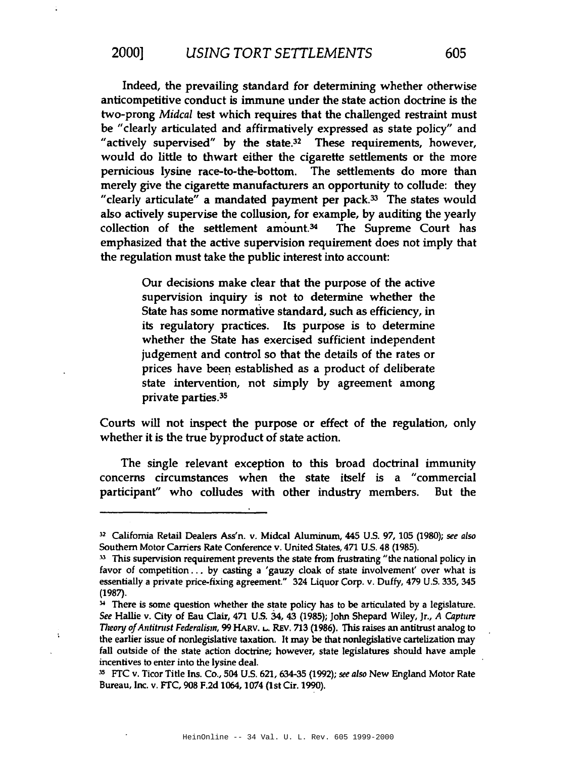Indeed, the prevailing standard for determining whether otherwise anticompetitive conduct is immune under the state action doctrine is the two-prong *Midcal* test which requires that the challenged restraint must be "clearly articulated and affirmatively expressed as state policy" and "actively supervised" by the state.[32] These requirements, however, would do little to thwart either the cigarette settlements or the more pernicious lysine race-to-the-bottom. The settlements do more than merely give the cigarette manufacturers an opportunity to collude: they "clearly articulate" a mandated payment per pack.[33] The states would also actively supervise the collusion, for example, by auditing the yearly collection of the settlement amount.[34] The Supreme Court has emphasized that the active supervision requirement does not imply that the regulation must take the public interest into account:

> Our decisions make clear that the purpose of the active supervision inquiry is not to determine whether the State has some normative standard, such as efficiency, in its regulatory practices. Its purpose is to determine whether the State has exercised sufficient independent judgement and control so that the details of the rates or prices have been established as a product of deliberate state intervention, not simply by agreement among private parties.[35]

Courts will not inspect the purpose or effect of the regulation, only whether it is the true byproduct of state action.

The single relevant exception to this broad doctrinal immunity concerns circumstances when the state itself is a "commercial participant" who colludes with other industry members. But the

---

[32] California Retail Dealers Ass'n. v. Midcal Aluminum, 445 U.S. 97, 105 (1980); *see also* Southern Motor Carriers Rate Conference v. United States, 471 U.S. 48 (1985).

[33] This supervision requirement prevents the state from frustrating "the national policy in favor of competition . . . by casting a 'gauzy cloak of state involvement' over what is essentially a private price-fixing agreement." 324 Liquor Corp. v. Duffy, 479 U.S. 335, 345 (1987).

[34] There is some question whether the state policy has to be articulated by a legislature. *See* Hallie v. City of Eau Clair, 471 U.S. 34, 43 (1985); John Shepard Wiley, Jr., *A Capture Theory of Antitrust Federalism*, 99 HARV. L. REV. 713 (1986). This raises an antitrust analog to the earlier issue of nonlegislative taxation. It may be that nonlegislative cartelization may fall outside of the state action doctrine; however, state legislatures should have ample incentives to enter into the lysine deal.

[35] FTC v. Ticor Title Ins. Co., 504 U.S. 621, 634-35 (1992); *see also* New England Motor Rate Bureau, Inc. v. FTC, 908 F.2d 1064, 1074 (1st Cir. 1990).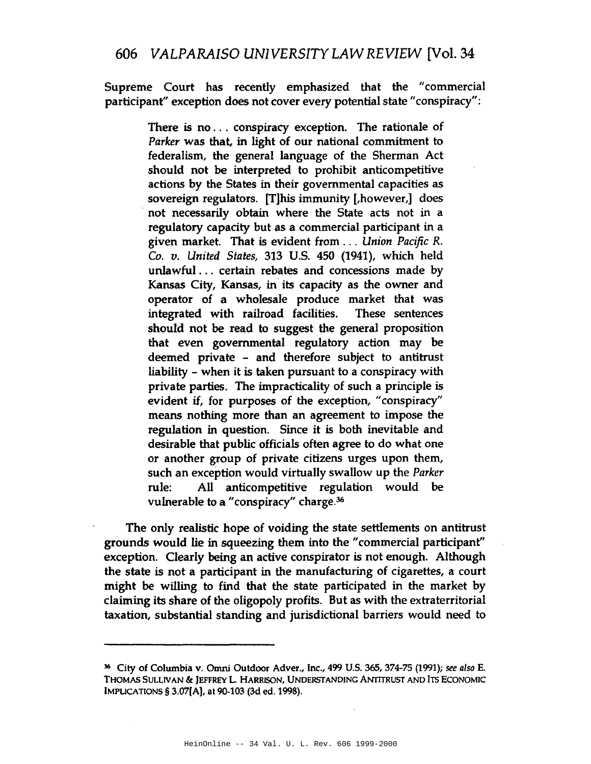Supreme Court has recently emphasized that the "commercial participant" exception does not cover every potential state "conspiracy":

> There is no . . . conspiracy exception. The rationale of *Parker* was that, in light of our national commitment to federalism, the general language of the Sherman Act should not be interpreted to prohibit anticompetitive actions by the States in their governmental capacities as sovereign regulators. [T]his immunity [,however,] does not necessarily obtain where the State acts not in a regulatory capacity but as a commercial participant in a given market. That is evident from . . . *Union Pacific R. Co. v. United States,* 313 U.S. 450 (1941), which held unlawful . . . certain rebates and concessions made by Kansas City, Kansas, in its capacity as the owner and operator of a wholesale produce market that was integrated with railroad facilities. These sentences should not be read to suggest the general proposition that even governmental regulatory action may be deemed private - and therefore subject to antitrust liability - when it is taken pursuant to a conspiracy with private parties. The impracticality of such a principle is evident if, for purposes of the exception, "conspiracy" means nothing more than an agreement to impose the regulation in question. Since it is both inevitable and desirable that public officials often agree to do what one or another group of private citizens urges upon them, such an exception would virtually swallow up the *Parker* rule: All anticompetitive regulation would be vulnerable to a "conspiracy" charge.[36]

The only realistic hope of voiding the state settlements on antitrust grounds would lie in squeezing them into the "commercial participant" exception. Clearly being an active conspirator is not enough. Although the state is not a participant in the manufacturing of cigarettes, a court might be willing to find that the state participated in the market by claiming its share of the oligopoly profits. But as with the extraterritorial taxation, substantial standing and jurisdictional barriers would need to

---

[36] City of Columbia v. Omni Outdoor Adver., Inc., 499 U.S. 365, 374-75 (1991); *see also* E. THOMAS SULLIVAN & JEFFREY L. HARRISON, UNDERSTANDING ANTITRUST AND ITS ECONOMIC IMPLICATIONS § 3.07[A], at 90-103 (3d ed. 1998).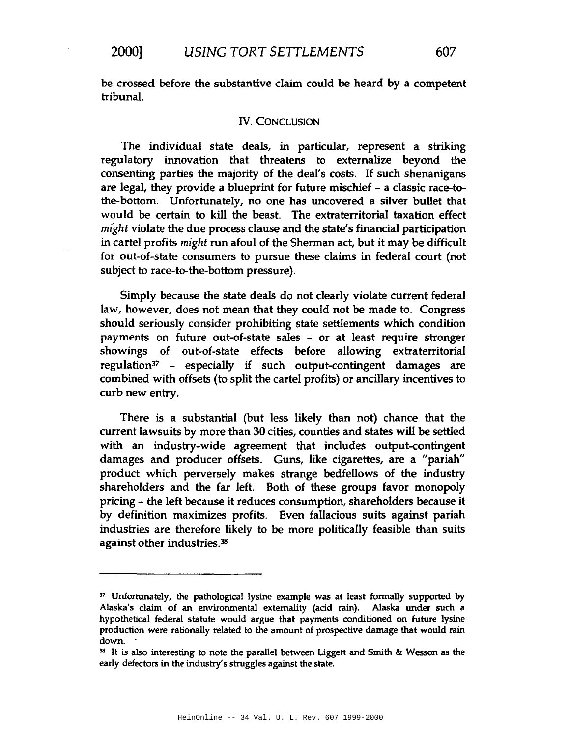be crossed before the substantive claim could be heard by a competent tribunal.

## IV. CONCLUSION

The individual state deals, in particular, represent a striking regulatory innovation that threatens to externalize beyond the consenting parties the majority of the deal's costs. If such shenanigans are legal, they provide a blueprint for future mischief – a classic race-to-the-bottom. Unfortunately, no one has uncovered a silver bullet that would be certain to kill the beast. The extraterritorial taxation effect *might* violate the due process clause and the state's financial participation in cartel profits *might* run afoul of the Sherman act, but it may be difficult for out-of-state consumers to pursue these claims in federal court (not subject to race-to-the-bottom pressure).

Simply because the state deals do not clearly violate current federal law, however, does not mean that they could not be made to. Congress should seriously consider prohibiting state settlements which condition payments on future out-of-state sales – or at least require stronger showings of out-of-state effects before allowing extraterritorial regulation[37] – especially if such output-contingent damages are combined with offsets (to split the cartel profits) or ancillary incentives to curb new entry.

There is a substantial (but less likely than not) chance that the current lawsuits by more than 30 cities, counties and states will be settled with an industry-wide agreement that includes output-contingent damages and producer offsets. Guns, like cigarettes, are a "pariah" product which perversely makes strange bedfellows of the industry shareholders and the far left. Both of these groups favor monopoly pricing – the left because it reduces consumption, shareholders because it by definition maximizes profits. Even fallacious suits against pariah industries are therefore likely to be more politically feasible than suits against other industries.[38]

---

[37] Unfortunately, the pathological lysine example was at least formally supported by Alaska's claim of an environmental externality (acid rain). Alaska under such a hypothetical federal statute would argue that payments conditioned on future lysine production were rationally related to the amount of prospective damage that would rain down.

[38] It is also interesting to note the parallel between Liggett and Smith & Wesson as the early defectors in the industry's struggles against the state.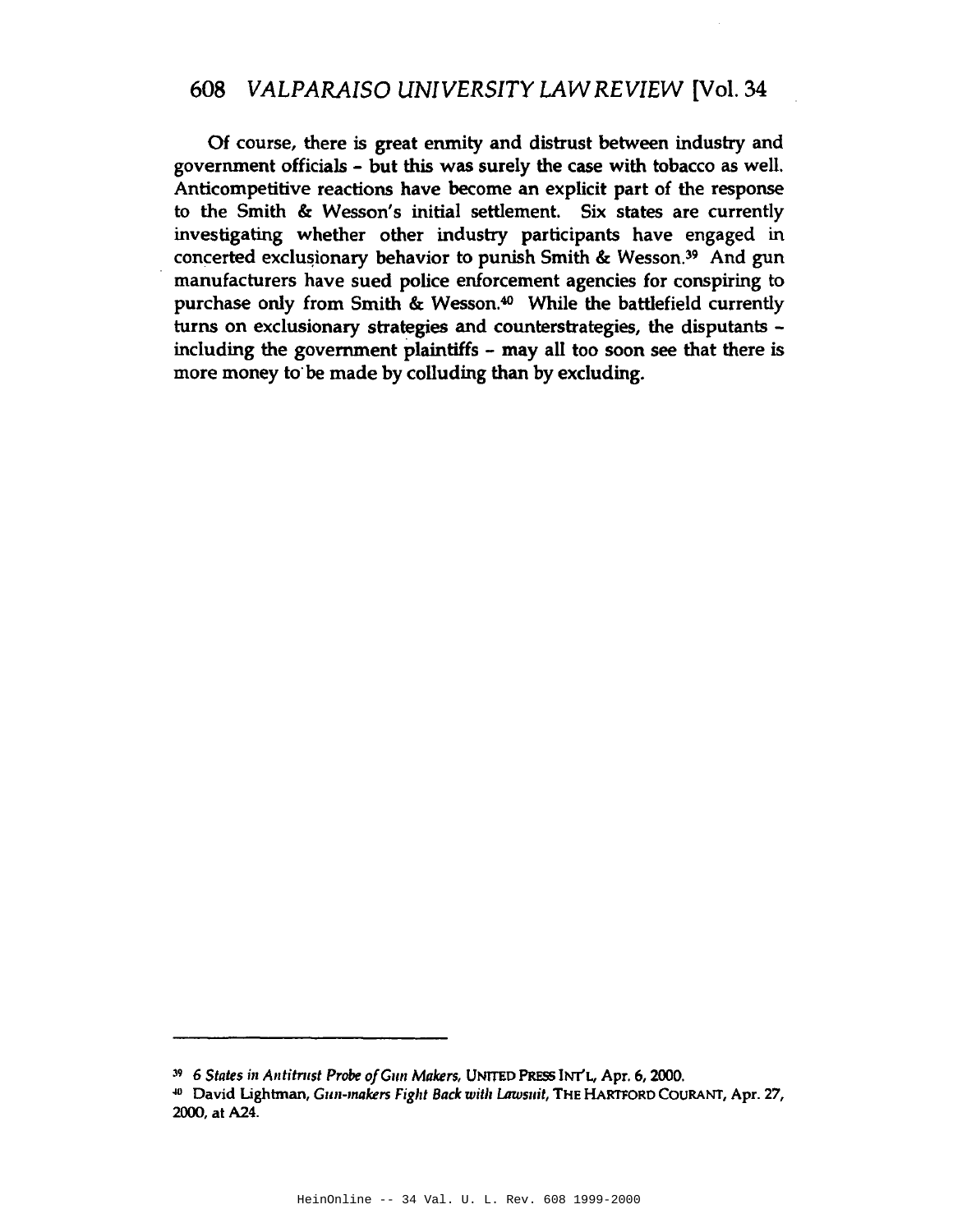Of course, there is great enmity and distrust between industry and government officials - but this was surely the case with tobacco as well. Anticompetitive reactions have become an explicit part of the response to the Smith & Wesson's initial settlement. Six states are currently investigating whether other industry participants have engaged in concerted exclusionary behavior to punish Smith & Wesson.[39] And gun manufacturers have sued police enforcement agencies for conspiring to purchase only from Smith & Wesson.[40] While the battlefield currently turns on exclusionary strategies and counterstrategies, the disputants - including the government plaintiffs - may all too soon see that there is more money to be made by colluding than by excluding.

---

[39] *6 States in Antitrust Probe of Gun Makers*, UNITED PRESS INT'L, Apr. 6, 2000.

[40] David Lightman, *Gun-makers Fight Back with Lawsuit*, THE HARTFORD COURANT, Apr. 27, 2000, at A24.